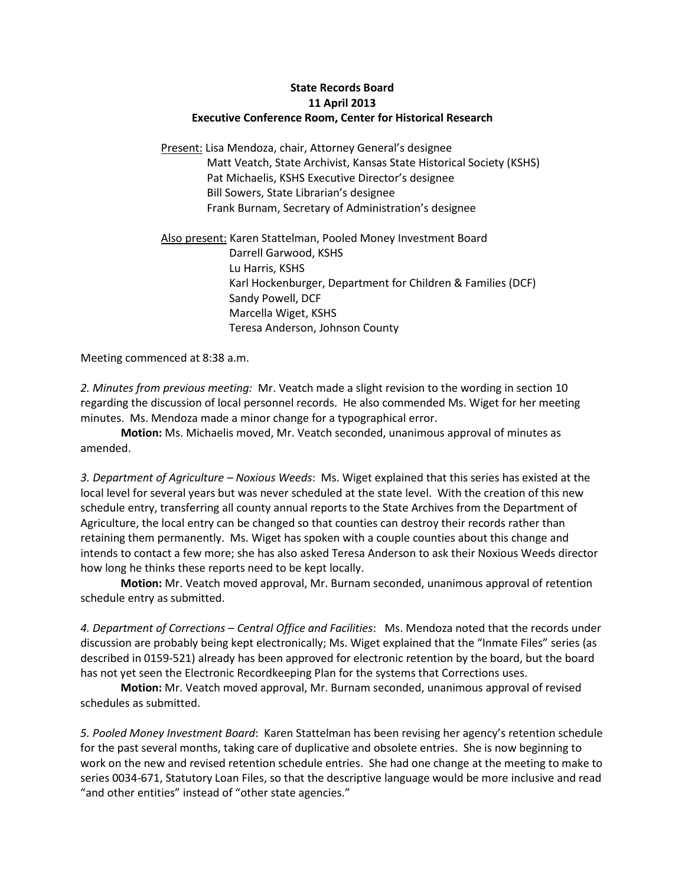**State Records Board**
**11 April 2013**
**Executive Conference Room, Center for Historical Research**

Present: Lisa Mendoza, chair, Attorney General's designee
Matt Veatch, State Archivist, Kansas State Historical Society (KSHS)
Pat Michaelis, KSHS Executive Director's designee
Bill Sowers, State Librarian's designee
Frank Burnam, Secretary of Administration's designee

Also present: Karen Stattelman, Pooled Money Investment Board
Darrell Garwood, KSHS
Lu Harris, KSHS
Karl Hockenburger, Department for Children & Families (DCF)
Sandy Powell, DCF
Marcella Wiget, KSHS
Teresa Anderson, Johnson County

Meeting commenced at 8:38 a.m.

*2. Minutes from previous meeting:* Mr. Veatch made a slight revision to the wording in section 10 regarding the discussion of local personnel records. He also commended Ms. Wiget for her meeting minutes. Ms. Mendoza made a minor change for a typographical error.

**Motion:** Ms. Michaelis moved, Mr. Veatch seconded, unanimous approval of minutes as amended.

*3. Department of Agriculture – Noxious Weeds*: Ms. Wiget explained that this series has existed at the local level for several years but was never scheduled at the state level. With the creation of this new schedule entry, transferring all county annual reports to the State Archives from the Department of Agriculture, the local entry can be changed so that counties can destroy their records rather than retaining them permanently. Ms. Wiget has spoken with a couple counties about this change and intends to contact a few more; she has also asked Teresa Anderson to ask their Noxious Weeds director how long he thinks these reports need to be kept locally.

**Motion:** Mr. Veatch moved approval, Mr. Burnam seconded, unanimous approval of retention schedule entry as submitted.

*4. Department of Corrections – Central Office and Facilities*: Ms. Mendoza noted that the records under discussion are probably being kept electronically; Ms. Wiget explained that the "Inmate Files" series (as described in 0159-521) already has been approved for electronic retention by the board, but the board has not yet seen the Electronic Recordkeeping Plan for the systems that Corrections uses.

**Motion:** Mr. Veatch moved approval, Mr. Burnam seconded, unanimous approval of revised schedules as submitted.

*5. Pooled Money Investment Board*: Karen Stattelman has been revising her agency's retention schedule for the past several months, taking care of duplicative and obsolete entries. She is now beginning to work on the new and revised retention schedule entries. She had one change at the meeting to make to series 0034-671, Statutory Loan Files, so that the descriptive language would be more inclusive and read "and other entities" instead of "other state agencies."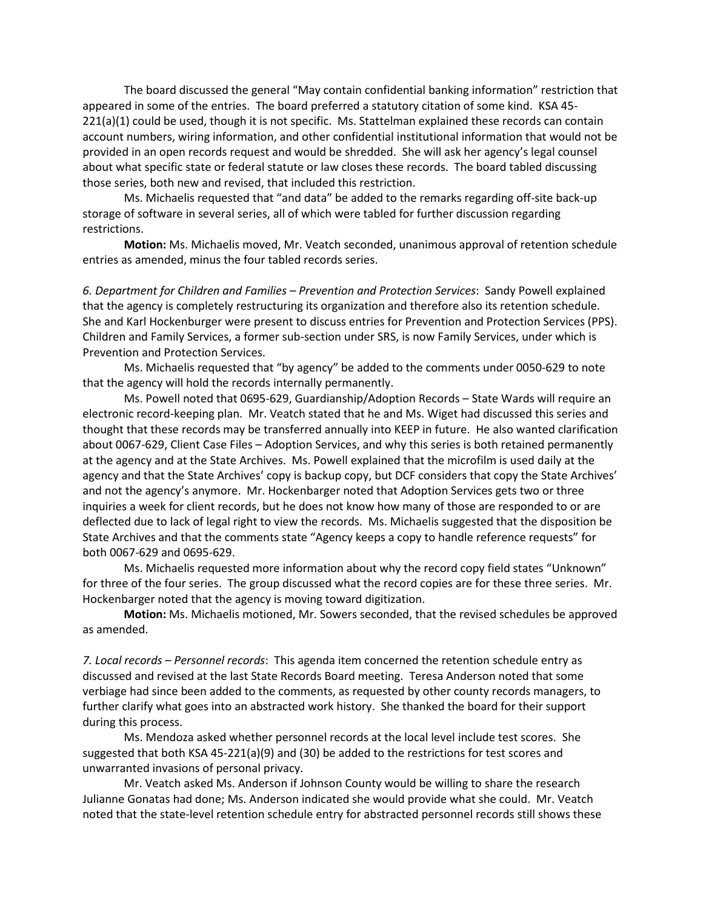The board discussed the general "May contain confidential banking information" restriction that appeared in some of the entries. The board preferred a statutory citation of some kind. KSA 45-221(a)(1) could be used, though it is not specific. Ms. Stattelman explained these records can contain account numbers, wiring information, and other confidential institutional information that would not be provided in an open records request and would be shredded. She will ask her agency's legal counsel about what specific state or federal statute or law closes these records. The board tabled discussing those series, both new and revised, that included this restriction.

Ms. Michaelis requested that "and data" be added to the remarks regarding off-site back-up storage of software in several series, all of which were tabled for further discussion regarding restrictions.

**Motion:** Ms. Michaelis moved, Mr. Veatch seconded, unanimous approval of retention schedule entries as amended, minus the four tabled records series.

*6. Department for Children and Families – Prevention and Protection Services*: Sandy Powell explained that the agency is completely restructuring its organization and therefore also its retention schedule. She and Karl Hockenburger were present to discuss entries for Prevention and Protection Services (PPS). Children and Family Services, a former sub-section under SRS, is now Family Services, under which is Prevention and Protection Services.

Ms. Michaelis requested that "by agency" be added to the comments under 0050-629 to note that the agency will hold the records internally permanently.

Ms. Powell noted that 0695-629, Guardianship/Adoption Records – State Wards will require an electronic record-keeping plan. Mr. Veatch stated that he and Ms. Wiget had discussed this series and thought that these records may be transferred annually into KEEP in future. He also wanted clarification about 0067-629, Client Case Files – Adoption Services, and why this series is both retained permanently at the agency and at the State Archives. Ms. Powell explained that the microfilm is used daily at the agency and that the State Archives' copy is backup copy, but DCF considers that copy the State Archives' and not the agency's anymore. Mr. Hockenbarger noted that Adoption Services gets two or three inquiries a week for client records, but he does not know how many of those are responded to or are deflected due to lack of legal right to view the records. Ms. Michaelis suggested that the disposition be State Archives and that the comments state "Agency keeps a copy to handle reference requests" for both 0067-629 and 0695-629.

Ms. Michaelis requested more information about why the record copy field states "Unknown" for three of the four series. The group discussed what the record copies are for these three series. Mr. Hockenbarger noted that the agency is moving toward digitization.

**Motion:** Ms. Michaelis motioned, Mr. Sowers seconded, that the revised schedules be approved as amended.

*7. Local records – Personnel records*: This agenda item concerned the retention schedule entry as discussed and revised at the last State Records Board meeting. Teresa Anderson noted that some verbiage had since been added to the comments, as requested by other county records managers, to further clarify what goes into an abstracted work history. She thanked the board for their support during this process.

Ms. Mendoza asked whether personnel records at the local level include test scores. She suggested that both KSA 45-221(a)(9) and (30) be added to the restrictions for test scores and unwarranted invasions of personal privacy.

Mr. Veatch asked Ms. Anderson if Johnson County would be willing to share the research Julianne Gonatas had done; Ms. Anderson indicated she would provide what she could. Mr. Veatch noted that the state-level retention schedule entry for abstracted personnel records still shows these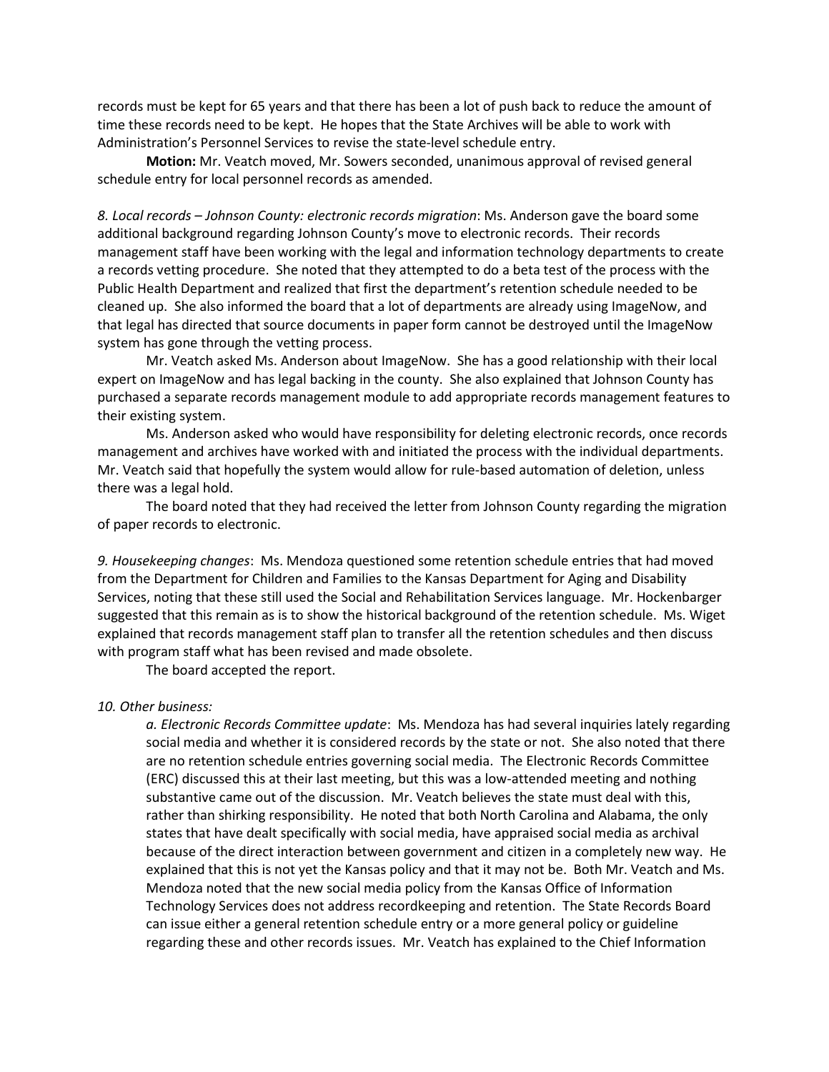records must be kept for 65 years and that there has been a lot of push back to reduce the amount of time these records need to be kept. He hopes that the State Archives will be able to work with Administration's Personnel Services to revise the state-level schedule entry.

**Motion:** Mr. Veatch moved, Mr. Sowers seconded, unanimous approval of revised general schedule entry for local personnel records as amended.

*8. Local records – Johnson County: electronic records migration*: Ms. Anderson gave the board some additional background regarding Johnson County's move to electronic records. Their records management staff have been working with the legal and information technology departments to create a records vetting procedure. She noted that they attempted to do a beta test of the process with the Public Health Department and realized that first the department's retention schedule needed to be cleaned up. She also informed the board that a lot of departments are already using ImageNow, and that legal has directed that source documents in paper form cannot be destroyed until the ImageNow system has gone through the vetting process.

Mr. Veatch asked Ms. Anderson about ImageNow. She has a good relationship with their local expert on ImageNow and has legal backing in the county. She also explained that Johnson County has purchased a separate records management module to add appropriate records management features to their existing system.

Ms. Anderson asked who would have responsibility for deleting electronic records, once records management and archives have worked with and initiated the process with the individual departments. Mr. Veatch said that hopefully the system would allow for rule-based automation of deletion, unless there was a legal hold.

The board noted that they had received the letter from Johnson County regarding the migration of paper records to electronic.

*9. Housekeeping changes*: Ms. Mendoza questioned some retention schedule entries that had moved from the Department for Children and Families to the Kansas Department for Aging and Disability Services, noting that these still used the Social and Rehabilitation Services language. Mr. Hockenbarger suggested that this remain as is to show the historical background of the retention schedule. Ms. Wiget explained that records management staff plan to transfer all the retention schedules and then discuss with program staff what has been revised and made obsolete.

The board accepted the report.

*10. Other business:*

*a. Electronic Records Committee update*: Ms. Mendoza has had several inquiries lately regarding social media and whether it is considered records by the state or not. She also noted that there are no retention schedule entries governing social media. The Electronic Records Committee (ERC) discussed this at their last meeting, but this was a low-attended meeting and nothing substantive came out of the discussion. Mr. Veatch believes the state must deal with this, rather than shirking responsibility. He noted that both North Carolina and Alabama, the only states that have dealt specifically with social media, have appraised social media as archival because of the direct interaction between government and citizen in a completely new way. He explained that this is not yet the Kansas policy and that it may not be. Both Mr. Veatch and Ms. Mendoza noted that the new social media policy from the Kansas Office of Information Technology Services does not address recordkeeping and retention. The State Records Board can issue either a general retention schedule entry or a more general policy or guideline regarding these and other records issues. Mr. Veatch has explained to the Chief Information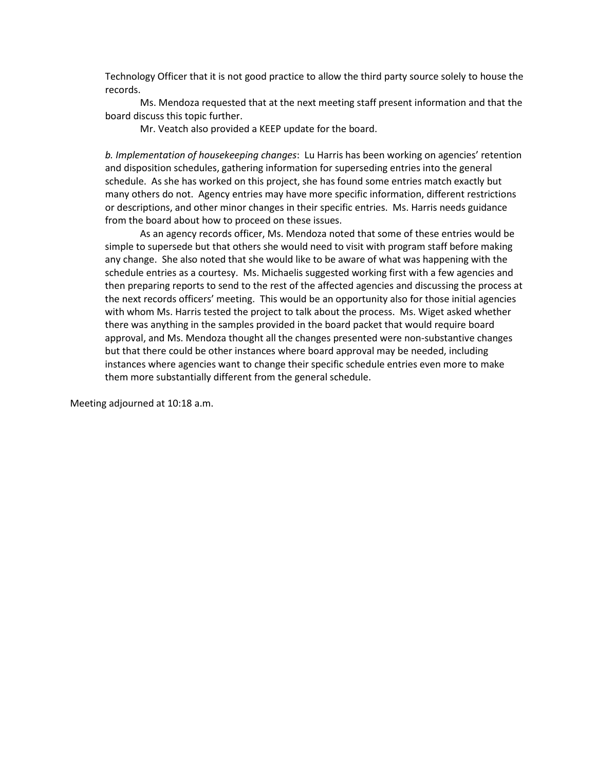Technology Officer that it is not good practice to allow the third party source solely to house the records.

Ms. Mendoza requested that at the next meeting staff present information and that the board discuss this topic further.

Mr. Veatch also provided a KEEP update for the board.

*b. Implementation of housekeeping changes*: Lu Harris has been working on agencies' retention and disposition schedules, gathering information for superseding entries into the general schedule. As she has worked on this project, she has found some entries match exactly but many others do not. Agency entries may have more specific information, different restrictions or descriptions, and other minor changes in their specific entries. Ms. Harris needs guidance from the board about how to proceed on these issues.

As an agency records officer, Ms. Mendoza noted that some of these entries would be simple to supersede but that others she would need to visit with program staff before making any change. She also noted that she would like to be aware of what was happening with the schedule entries as a courtesy. Ms. Michaelis suggested working first with a few agencies and then preparing reports to send to the rest of the affected agencies and discussing the process at the next records officers' meeting. This would be an opportunity also for those initial agencies with whom Ms. Harris tested the project to talk about the process. Ms. Wiget asked whether there was anything in the samples provided in the board packet that would require board approval, and Ms. Mendoza thought all the changes presented were non-substantive changes but that there could be other instances where board approval may be needed, including instances where agencies want to change their specific schedule entries even more to make them more substantially different from the general schedule.

Meeting adjourned at 10:18 a.m.